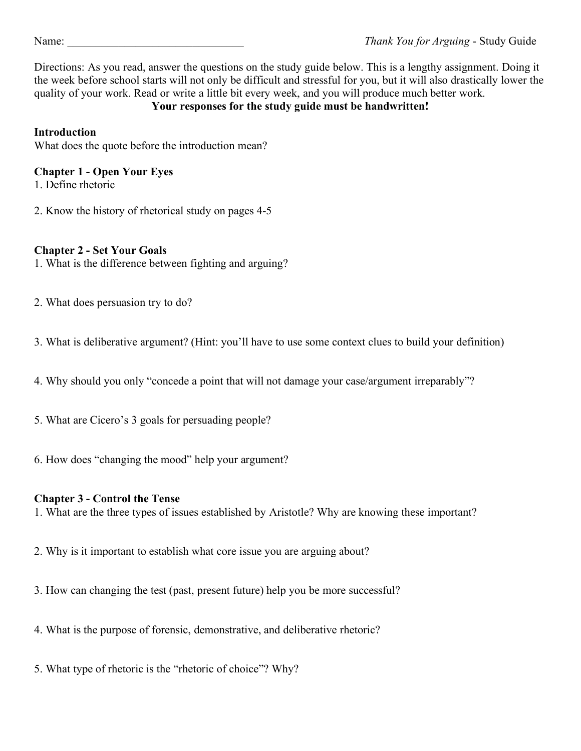Name: _______________________________ *Thank You for Arguing* - Study Guide

Directions: As you read, answer the questions on the study guide below. This is a lengthy assignment. Doing it the week before school starts will not only be difficult and stressful for you, but it will also drastically lower the quality of your work. Read or write a little bit every week, and you will produce much better work.

**Your responses for the study guide must be handwritten!**

**Introduction**

What does the quote before the introduction mean?

**Chapter 1 - Open Your Eyes**

1. Define rhetoric

2. Know the history of rhetorical study on pages 4-5

**Chapter 2 - Set Your Goals**

1. What is the difference between fighting and arguing?

2. What does persuasion try to do?

3. What is deliberative argument? (Hint: you'll have to use some context clues to build your definition)

4. Why should you only "concede a point that will not damage your case/argument irreparably"?

5. What are Cicero's 3 goals for persuading people?

6. How does "changing the mood" help your argument?

**Chapter 3 - Control the Tense**

1. What are the three types of issues established by Aristotle? Why are knowing these important?

2. Why is it important to establish what core issue you are arguing about?

3. How can changing the test (past, present future) help you be more successful?

4. What is the purpose of forensic, demonstrative, and deliberative rhetoric?

5. What type of rhetoric is the "rhetoric of choice"? Why?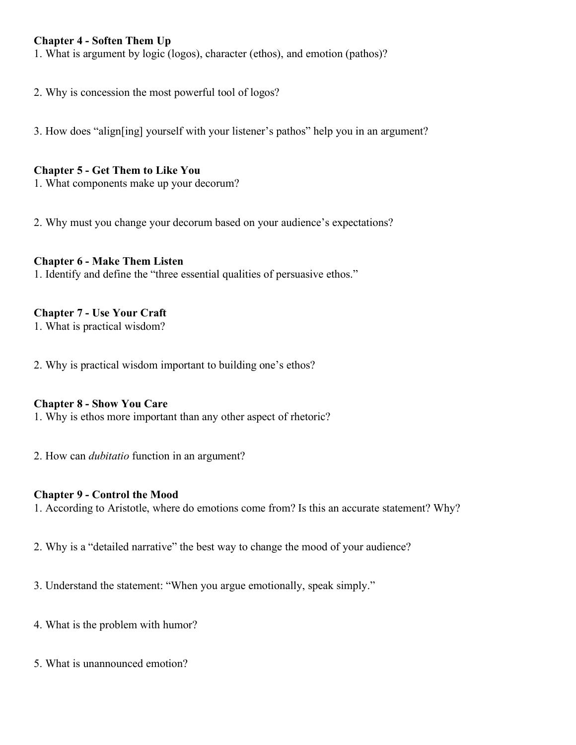**Chapter 4 - Soften Them Up**

1. What is argument by logic (logos), character (ethos), and emotion (pathos)?

2. Why is concession the most powerful tool of logos?

3. How does "align[ing] yourself with your listener's pathos" help you in an argument?

**Chapter 5 - Get Them to Like You**

1. What components make up your decorum?

2. Why must you change your decorum based on your audience's expectations?

**Chapter 6 - Make Them Listen**

1. Identify and define the "three essential qualities of persuasive ethos."

**Chapter 7 - Use Your Craft**

1. What is practical wisdom?

2. Why is practical wisdom important to building one's ethos?

**Chapter 8 - Show You Care**

1. Why is ethos more important than any other aspect of rhetoric?

2. How can *dubitatio* function in an argument?

**Chapter 9 - Control the Mood**

1. According to Aristotle, where do emotions come from? Is this an accurate statement? Why?

2. Why is a "detailed narrative" the best way to change the mood of your audience?

3. Understand the statement: "When you argue emotionally, speak simply."

4. What is the problem with humor?

5. What is unannounced emotion?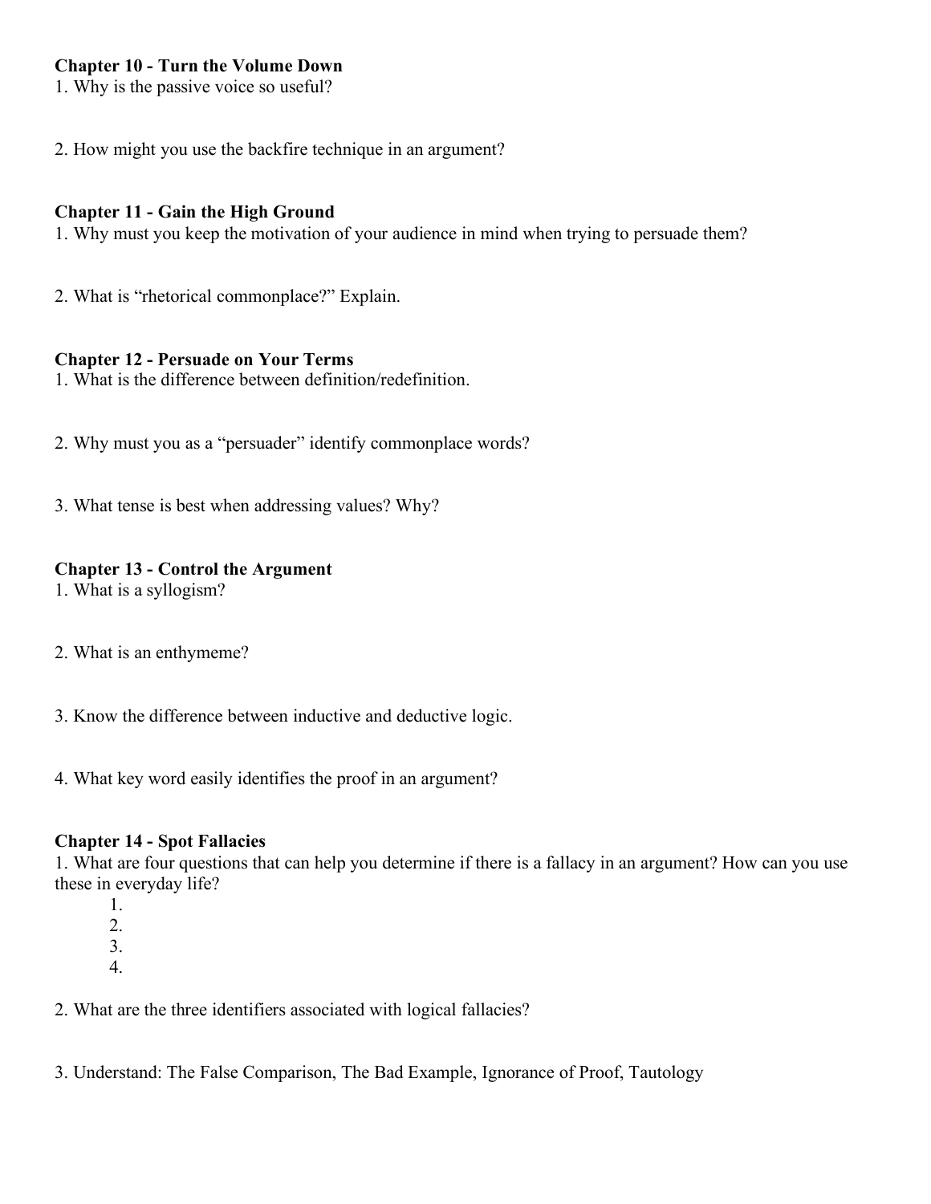**Chapter 10 - Turn the Volume Down**

1. Why is the passive voice so useful?

2. How might you use the backfire technique in an argument?

**Chapter 11 - Gain the High Ground**

1. Why must you keep the motivation of your audience in mind when trying to persuade them?

2. What is "rhetorical commonplace?" Explain.

**Chapter 12 - Persuade on Your Terms**

1. What is the difference between definition/redefinition.

2. Why must you as a "persuader" identify commonplace words?

3. What tense is best when addressing values? Why?

**Chapter 13 - Control the Argument**

1. What is a syllogism?

2. What is an enthymeme?

3. Know the difference between inductive and deductive logic.

4. What key word easily identifies the proof in an argument?

**Chapter 14 - Spot Fallacies**

1. What are four questions that can help you determine if there is a fallacy in an argument? How can you use these in everyday life?
    1.
    2.
    3.
    4.

2. What are the three identifiers associated with logical fallacies?

3. Understand: The False Comparison, The Bad Example, Ignorance of Proof, Tautology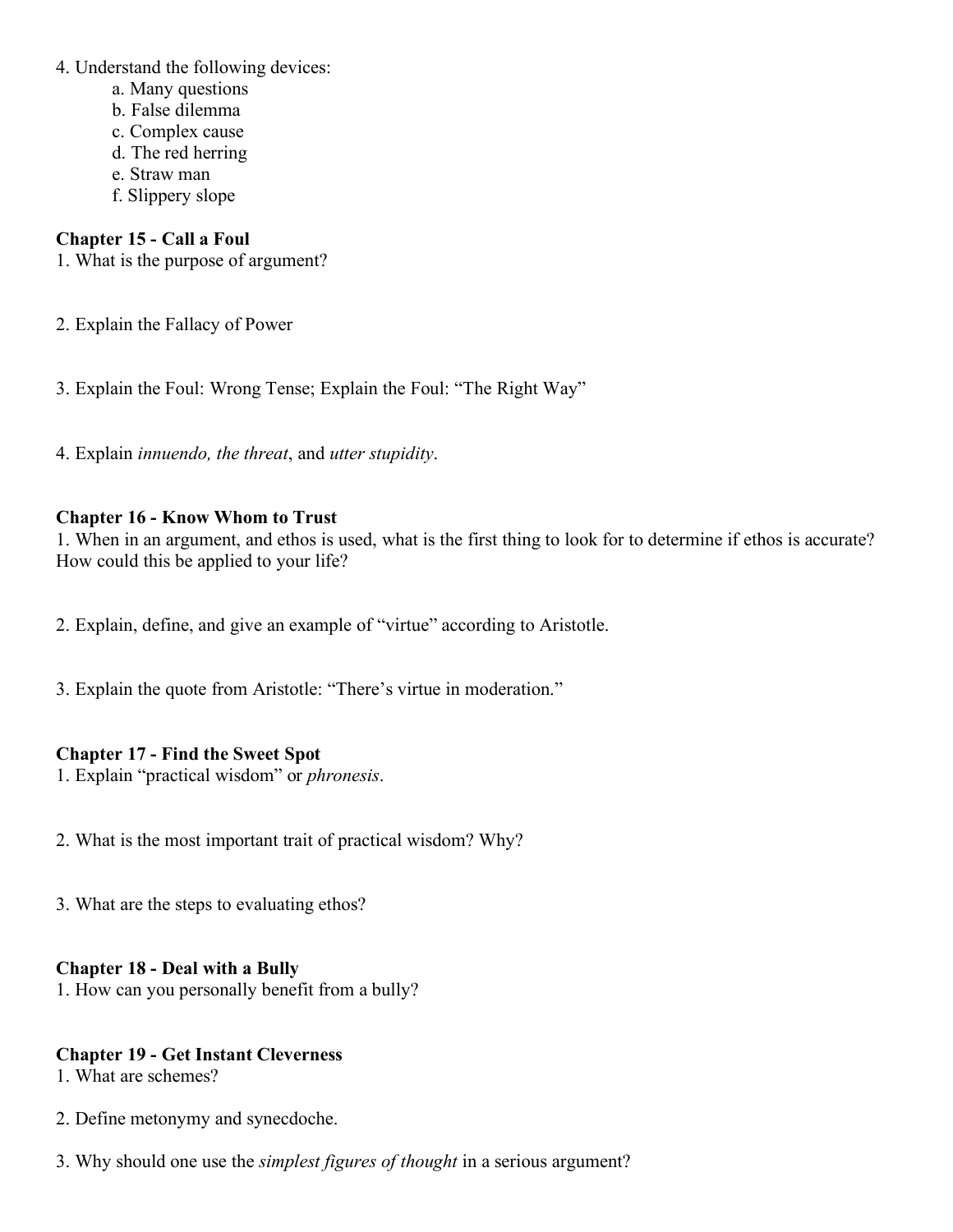4. Understand the following devices:
    a. Many questions
    b. False dilemma
    c. Complex cause
    d. The red herring
    e. Straw man
    f. Slippery slope

**Chapter 15 - Call a Foul**

1. What is the purpose of argument?

2. Explain the Fallacy of Power

3. Explain the Foul: Wrong Tense; Explain the Foul: "The Right Way"

4. Explain *innuendo, the threat*, and *utter stupidity*.

**Chapter 16 - Know Whom to Trust**

1. When in an argument, and ethos is used, what is the first thing to look for to determine if ethos is accurate? How could this be applied to your life?

2. Explain, define, and give an example of "virtue" according to Aristotle.

3. Explain the quote from Aristotle: "There's virtue in moderation."

**Chapter 17 - Find the Sweet Spot**

1. Explain "practical wisdom" or *phronesis*.

2. What is the most important trait of practical wisdom? Why?

3. What are the steps to evaluating ethos?

**Chapter 18 - Deal with a Bully**

1. How can you personally benefit from a bully?

**Chapter 19 - Get Instant Cleverness**

1. What are schemes?

2. Define metonymy and synecdoche.

3. Why should one use the *simplest figures of thought* in a serious argument?